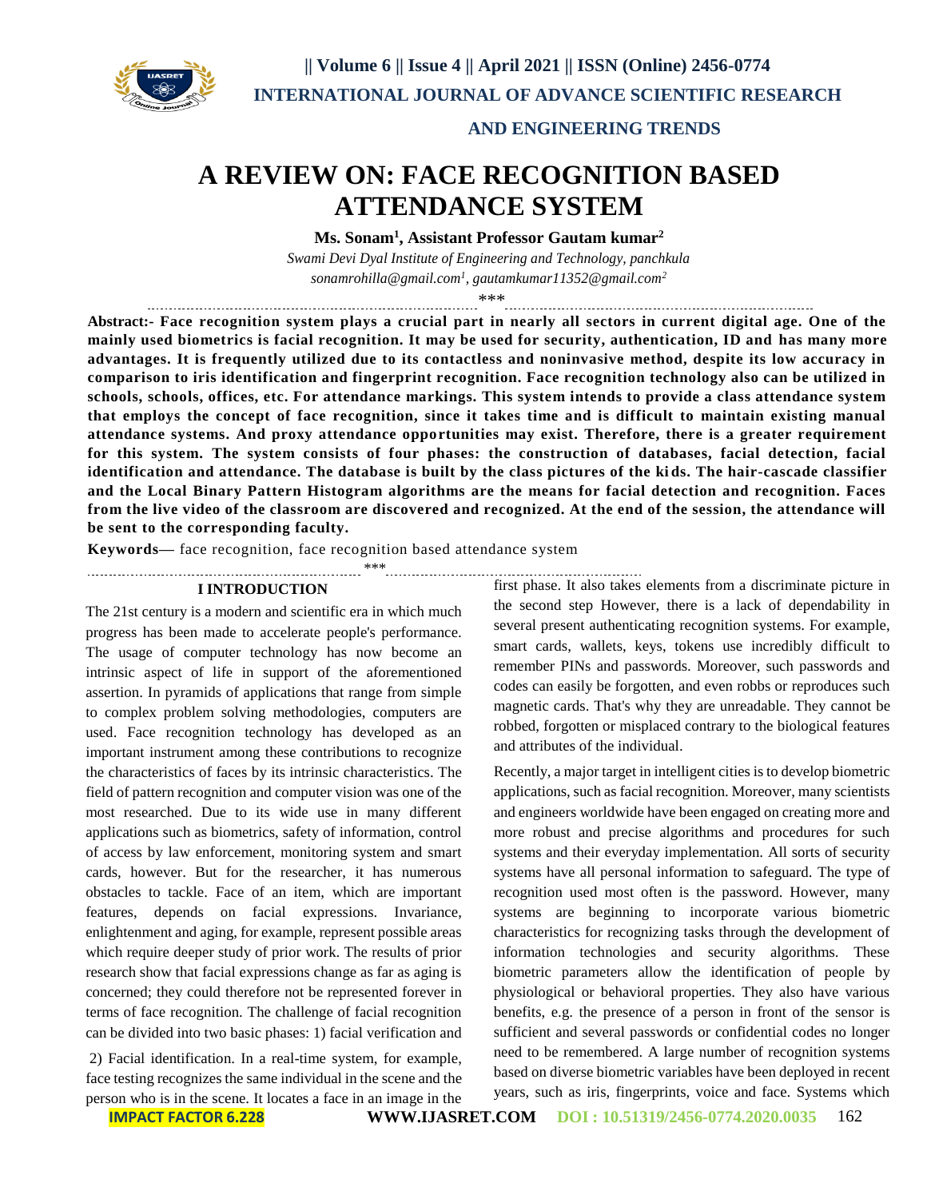# A REVIEW ON: FACE RECOGNITION BASED ATTENDANCE SYSTEM

**Ms. Sonam[1], Assistant Professor Gautam kumar[2]**

*Swami Devi Dyal Institute of Engineering and Technology, panchkula*

*sonamrohilla@gmail.com[1], gautamkumar11352@gmail.com[2]*

\*\*\*

**Abstract:- Face recognition system plays a crucial part in nearly all sectors in current digital age. One of the mainly used biometrics is facial recognition. It may be used for security, authentication, ID and has many more advantages. It is frequently utilized due to its contactless and noninvasive method, despite its low accuracy in comparison to iris identification and fingerprint recognition. Face recognition technology also can be utilized in schools, schools, offices, etc. For attendance markings. This system intends to provide a class attendance system that employs the concept of face recognition, since it takes time and is difficult to maintain existing manual attendance systems. And proxy attendance opportunities may exist. Therefore, there is a greater requirement for this system. The system consists of four phases: the construction of databases, facial detection, facial identification and attendance. The database is built by the class pictures of the kids. The hair-cascade classifier and the Local Binary Pattern Histogram algorithms are the means for facial detection and recognition. Faces from the live video of the classroom are discovered and recognized. At the end of the session, the attendance will be sent to the corresponding faculty.**

**Keywords—** face recognition, face recognition based attendance system

\*\*\*

## I INTRODUCTION

The 21st century is a modern and scientific era in which much progress has been made to accelerate people's performance. The usage of computer technology has now become an intrinsic aspect of life in support of the aforementioned assertion. In pyramids of applications that range from simple to complex problem solving methodologies, computers are used. Face recognition technology has developed as an important instrument among these contributions to recognize the characteristics of faces by its intrinsic characteristics. The field of pattern recognition and computer vision was one of the most researched. Due to its wide use in many different applications such as biometrics, safety of information, control of access by law enforcement, monitoring system and smart cards, however. But for the researcher, it has numerous obstacles to tackle. Face of an item, which are important features, depends on facial expressions. Invariance, enlightenment and aging, for example, represent possible areas which require deeper study of prior work. The results of prior research show that facial expressions change as far as aging is concerned; they could therefore not be represented forever in terms of face recognition. The challenge of facial recognition can be divided into two basic phases: 1) facial verification and

2) Facial identification. In a real-time system, for example, face testing recognizes the same individual in the scene and the person who is in the scene. It locates a face in an image in the first phase. It also takes elements from a discriminate picture in the second step However, there is a lack of dependability in several present authenticating recognition systems. For example, smart cards, wallets, keys, tokens use incredibly difficult to remember PINs and passwords. Moreover, such passwords and codes can easily be forgotten, and even robbs or reproduces such magnetic cards. That's why they are unreadable. They cannot be robbed, forgotten or misplaced contrary to the biological features and attributes of the individual.

Recently, a major target in intelligent cities is to develop biometric applications, such as facial recognition. Moreover, many scientists and engineers worldwide have been engaged on creating more and more robust and precise algorithms and procedures for such systems and their everyday implementation. All sorts of security systems have all personal information to safeguard. The type of recognition used most often is the password. However, many systems are beginning to incorporate various biometric characteristics for recognizing tasks through the development of information technologies and security algorithms. These biometric parameters allow the identification of people by physiological or behavioral properties. They also have various benefits, e.g. the presence of a person in front of the sensor is sufficient and several passwords or confidential codes no longer need to be remembered. A large number of recognition systems based on diverse biometric variables have been deployed in recent years, such as iris, fingerprints, voice and face. Systems which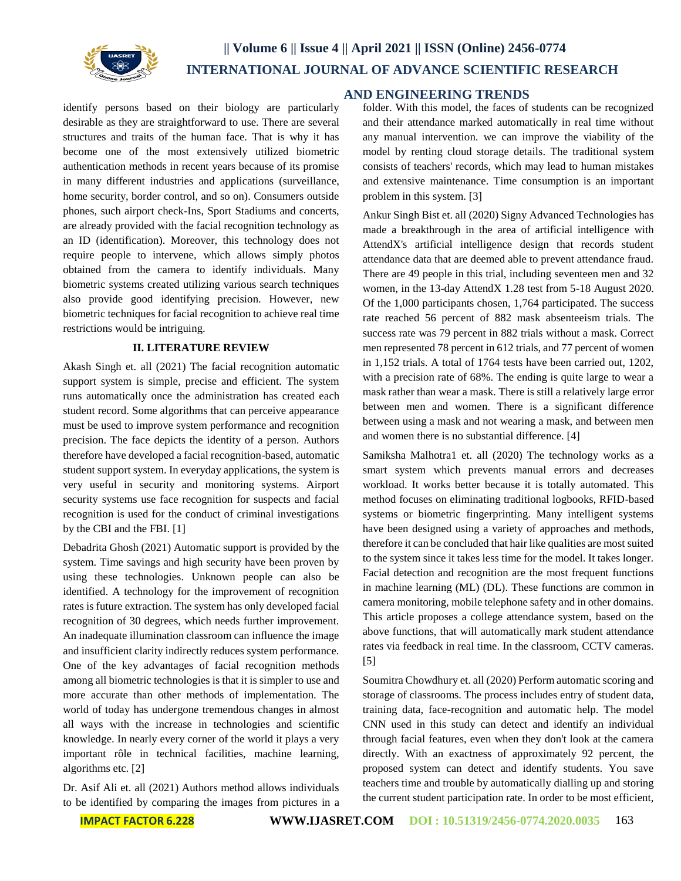identify persons based on their biology are particularly desirable as they are straightforward to use. There are several structures and traits of the human face. That is why it has become one of the most extensively utilized biometric authentication methods in recent years because of its promise in many different industries and applications (surveillance, home security, border control, and so on). Consumers outside phones, such airport check-Ins, Sport Stadiums and concerts, are already provided with the facial recognition technology as an ID (identification). Moreover, this technology does not require people to intervene, which allows simply photos obtained from the camera to identify individuals. Many biometric systems created utilizing various search techniques also provide good identifying precision. However, new biometric techniques for facial recognition to achieve real time restrictions would be intriguing.

## II. LITERATURE REVIEW

Akash Singh et. all (2021) The facial recognition automatic support system is simple, precise and efficient. The system runs automatically once the administration has created each student record. Some algorithms that can perceive appearance must be used to improve system performance and recognition precision. The face depicts the identity of a person. Authors therefore have developed a facial recognition-based, automatic student support system. In everyday applications, the system is very useful in security and monitoring systems. Airport security systems use face recognition for suspects and facial recognition is used for the conduct of criminal investigations by the CBI and the FBI. [1]

Debadrita Ghosh (2021) Automatic support is provided by the system. Time savings and high security have been proven by using these technologies. Unknown people can also be identified. A technology for the improvement of recognition rates is future extraction. The system has only developed facial recognition of 30 degrees, which needs further improvement. An inadequate illumination classroom can influence the image and insufficient clarity indirectly reduces system performance. One of the key advantages of facial recognition methods among all biometric technologies is that it is simpler to use and more accurate than other methods of implementation. The world of today has undergone tremendous changes in almost all ways with the increase in technologies and scientific knowledge. In nearly every corner of the world it plays a very important rôle in technical facilities, machine learning, algorithms etc. [2]

Dr. Asif Ali et. all (2021) Authors method allows individuals to be identified by comparing the images from pictures in a folder. With this model, the faces of students can be recognized and their attendance marked automatically in real time without any manual intervention. we can improve the viability of the model by renting cloud storage details. The traditional system consists of teachers' records, which may lead to human mistakes and extensive maintenance. Time consumption is an important problem in this system. [3]

Ankur Singh Bist et. all (2020) Signy Advanced Technologies has made a breakthrough in the area of artificial intelligence with AttendX's artificial intelligence design that records student attendance data that are deemed able to prevent attendance fraud. There are 49 people in this trial, including seventeen men and 32 women, in the 13-day AttendX 1.28 test from 5-18 August 2020. Of the 1,000 participants chosen, 1,764 participated. The success rate reached 56 percent of 882 mask absenteeism trials. The success rate was 79 percent in 882 trials without a mask. Correct men represented 78 percent in 612 trials, and 77 percent of women in 1,152 trials. A total of 1764 tests have been carried out, 1202, with a precision rate of 68%. The ending is quite large to wear a mask rather than wear a mask. There is still a relatively large error between men and women. There is a significant difference between using a mask and not wearing a mask, and between men and women there is no substantial difference. [4]

Samiksha Malhotra1 et. all (2020) The technology works as a smart system which prevents manual errors and decreases workload. It works better because it is totally automated. This method focuses on eliminating traditional logbooks, RFID-based systems or biometric fingerprinting. Many intelligent systems have been designed using a variety of approaches and methods, therefore it can be concluded that hair like qualities are most suited to the system since it takes less time for the model. It takes longer. Facial detection and recognition are the most frequent functions in machine learning (ML) (DL). These functions are common in camera monitoring, mobile telephone safety and in other domains. This article proposes a college attendance system, based on the above functions, that will automatically mark student attendance rates via feedback in real time. In the classroom, CCTV cameras. [5]

Soumitra Chowdhury et. all (2020) Perform automatic scoring and storage of classrooms. The process includes entry of student data, training data, face-recognition and automatic help. The model CNN used in this study can detect and identify an individual through facial features, even when they don't look at the camera directly. With an exactness of approximately 92 percent, the proposed system can detect and identify students. You save teachers time and trouble by automatically dialling up and storing the current student participation rate. In order to be most efficient,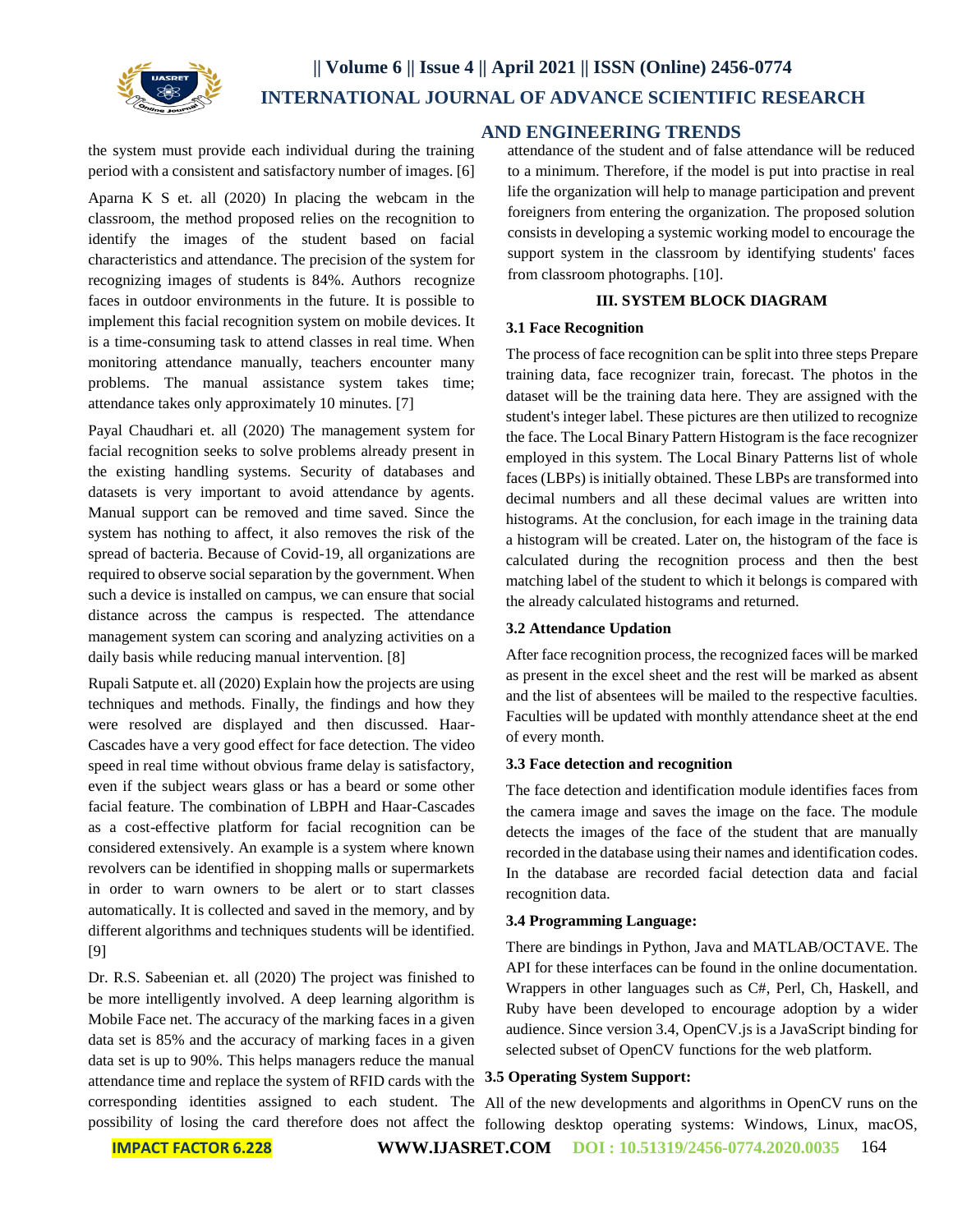the system must provide each individual during the training period with a consistent and satisfactory number of images. [6]

Aparna K S et. all (2020) In placing the webcam in the classroom, the method proposed relies on the recognition to identify the images of the student based on facial characteristics and attendance. The precision of the system for recognizing images of students is 84%. Authors recognize faces in outdoor environments in the future. It is possible to implement this facial recognition system on mobile devices. It is a time-consuming task to attend classes in real time. When monitoring attendance manually, teachers encounter many problems. The manual assistance system takes time; attendance takes only approximately 10 minutes. [7]

Payal Chaudhari et. all (2020) The management system for facial recognition seeks to solve problems already present in the existing handling systems. Security of databases and datasets is very important to avoid attendance by agents. Manual support can be removed and time saved. Since the system has nothing to affect, it also removes the risk of the spread of bacteria. Because of Covid-19, all organizations are required to observe social separation by the government. When such a device is installed on campus, we can ensure that social distance across the campus is respected. The attendance management system can scoring and analyzing activities on a daily basis while reducing manual intervention. [8]

Rupali Satpute et. all (2020) Explain how the projects are using techniques and methods. Finally, the findings and how they were resolved are displayed and then discussed. Haar-Cascades have a very good effect for face detection. The video speed in real time without obvious frame delay is satisfactory, even if the subject wears glass or has a beard or some other facial feature. The combination of LBPH and Haar-Cascades as a cost-effective platform for facial recognition can be considered extensively. An example is a system where known revolvers can be identified in shopping malls or supermarkets in order to warn owners to be alert or to start classes automatically. It is collected and saved in the memory, and by different algorithms and techniques students will be identified. [9]

Dr. R.S. Sabeenian et. all (2020) The project was finished to be more intelligently involved. A deep learning algorithm is Mobile Face net. The accuracy of the marking faces in a given data set is 85% and the accuracy of marking faces in a given data set is up to 90%. This helps managers reduce the manual attendance time and replace the system of RFID cards with the corresponding identities assigned to each student. The possibility of losing the card therefore does not affect the attendance of the student and of false attendance will be reduced to a minimum. Therefore, if the model is put into practise in real life the organization will help to manage participation and prevent foreigners from entering the organization. The proposed solution consists in developing a systemic working model to encourage the support system in the classroom by identifying students' faces from classroom photographs. [10].

## III. SYSTEM BLOCK DIAGRAM

### 3.1 Face Recognition

The process of face recognition can be split into three steps Prepare training data, face recognizer train, forecast. The photos in the dataset will be the training data here. They are assigned with the student's integer label. These pictures are then utilized to recognize the face. The Local Binary Pattern Histogram is the face recognizer employed in this system. The Local Binary Patterns list of whole faces (LBPs) is initially obtained. These LBPs are transformed into decimal numbers and all these decimal values are written into histograms. At the conclusion, for each image in the training data a histogram will be created. Later on, the histogram of the face is calculated during the recognition process and then the best matching label of the student to which it belongs is compared with the already calculated histograms and returned.

### 3.2 Attendance Updation

After face recognition process, the recognized faces will be marked as present in the excel sheet and the rest will be marked as absent and the list of absentees will be mailed to the respective faculties. Faculties will be updated with monthly attendance sheet at the end of every month.

### 3.3 Face detection and recognition

The face detection and identification module identifies faces from the camera image and saves the image on the face. The module detects the images of the face of the student that are manually recorded in the database using their names and identification codes. In the database are recorded facial detection data and facial recognition data.

### 3.4 Programming Language:

There are bindings in Python, Java and MATLAB/OCTAVE. The API for these interfaces can be found in the online documentation. Wrappers in other languages such as C#, Perl, Ch, Haskell, and Ruby have been developed to encourage adoption by a wider audience. Since version 3.4, OpenCV.js is a JavaScript binding for selected subset of OpenCV functions for the web platform.

### 3.5 Operating System Support:

All of the new developments and algorithms in OpenCV runs on the following desktop operating systems: Windows, Linux, macOS,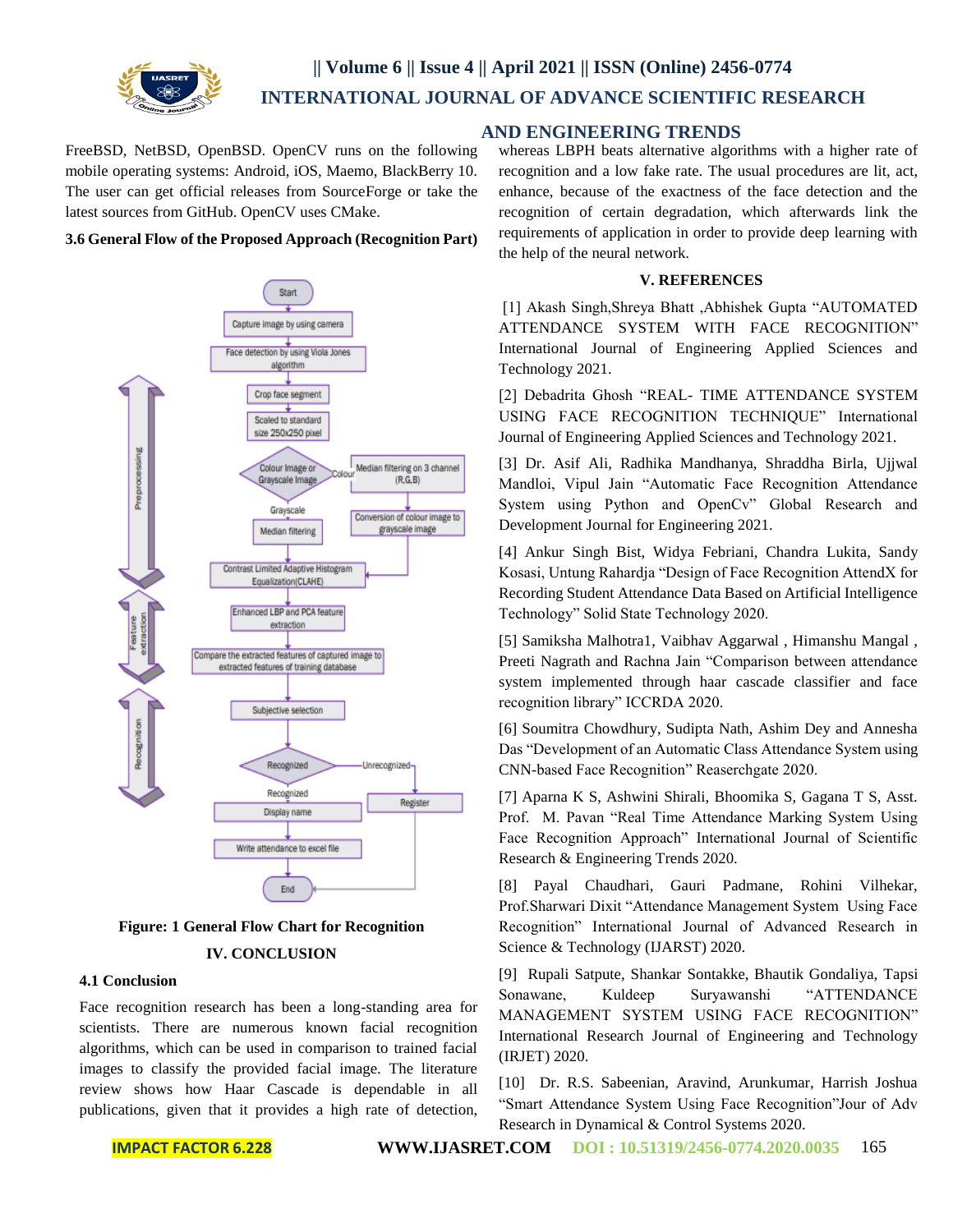FreeBSD, NetBSD, OpenBSD. OpenCV runs on the following mobile operating systems: Android, iOS, Maemo, BlackBerry 10. The user can get official releases from SourceForge or take the latest sources from GitHub. OpenCV uses CMake.

### 3.6 General Flow of the Proposed Approach (Recognition Part)

**Figure: 1 General Flow Chart for Recognition**

## IV. CONCLUSION

### 4.1 Conclusion

Face recognition research has been a long-standing area for scientists. There are numerous known facial recognition algorithms, which can be used in comparison to trained facial images to classify the provided facial image. The literature review shows how Haar Cascade is dependable in all publications, given that it provides a high rate of detection, whereas LBPH beats alternative algorithms with a higher rate of recognition and a low fake rate. The usual procedures are lit, act, enhance, because of the exactness of the face detection and the recognition of certain degradation, which afterwards link the requirements of application in order to provide deep learning with the help of the neural network.

## V. REFERENCES

[1] Akash Singh,Shreya Bhatt ,Abhishek Gupta "AUTOMATED ATTENDANCE SYSTEM WITH FACE RECOGNITION" International Journal of Engineering Applied Sciences and Technology 2021.

[2] Debadrita Ghosh "REAL- TIME ATTENDANCE SYSTEM USING FACE RECOGNITION TECHNIQUE" International Journal of Engineering Applied Sciences and Technology 2021.

[3] Dr. Asif Ali, Radhika Mandhanya, Shraddha Birla, Ujjwal Mandloi, Vipul Jain "Automatic Face Recognition Attendance System using Python and OpenCv" Global Research and Development Journal for Engineering 2021.

[4] Ankur Singh Bist, Widya Febriani, Chandra Lukita, Sandy Kosasi, Untung Rahardja "Design of Face Recognition AttendX for Recording Student Attendance Data Based on Artificial Intelligence Technology" Solid State Technology 2020.

[5] Samiksha Malhotra1, Vaibhav Aggarwal , Himanshu Mangal , Preeti Nagrath and Rachna Jain "Comparison between attendance system implemented through haar cascade classifier and face recognition library" ICCRDA 2020.

[6] Soumitra Chowdhury, Sudipta Nath, Ashim Dey and Annesha Das "Development of an Automatic Class Attendance System using CNN-based Face Recognition" Reaserchgate 2020.

[7] Aparna K S, Ashwini Shirali, Bhoomika S, Gagana T S, Asst. Prof. M. Pavan "Real Time Attendance Marking System Using Face Recognition Approach" International Journal of Scientific Research & Engineering Trends 2020.

[8] Payal Chaudhari, Gauri Padmane, Rohini Vilhekar, Prof.Sharwari Dixit "Attendance Management System Using Face Recognition" International Journal of Advanced Research in Science & Technology (IJARST) 2020.

[9] Rupali Satpute, Shankar Sontakke, Bhautik Gondaliya, Tapsi Sonawane, Kuldeep Suryawanshi "ATTENDANCE MANAGEMENT SYSTEM USING FACE RECOGNITION" International Research Journal of Engineering and Technology (IRJET) 2020.

[10] Dr. R.S. Sabeenian, Aravind, Arunkumar, Harrish Joshua "Smart Attendance System Using Face Recognition"Jour of Adv Research in Dynamical & Control Systems 2020.